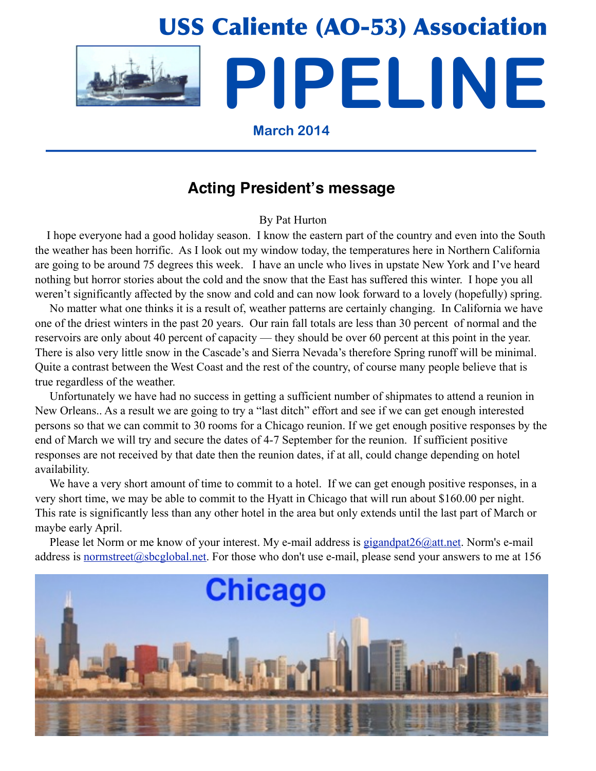# USS Caliente (AO-53) Association

# PIPELINE

**March 2014**

## Acting President's message

By Pat Hurton

I hope everyone had a good holiday season. I know the eastern part of the country and even into the South the weather has been horrific. As I look out my window today, the temperatures here in Northern California are going to be around 75 degrees this week. I have an uncle who lives in upstate New York and I've heard nothing but horror stories about the cold and the snow that the East has suffered this winter. I hope you all weren't significantly affected by the snow and cold and can now look forward to a lovely (hopefully) spring.

No matter what one thinks it is a result of, weather patterns are certainly changing. In California we have one of the driest winters in the past 20 years. Our rain fall totals are less than 30 percent of normal and the reservoirs are only about 40 percent of capacity — they should be over 60 percent at this point in the year. There is also very little snow in the Cascade's and Sierra Nevada's therefore Spring runoff will be minimal. Quite a contrast between the West Coast and the rest of the country, of course many people believe that is true regardless of the weather.

Unfortunately we have had no success in getting a sufficient number of shipmates to attend a reunion in New Orleans.. As a result we are going to try a "last ditch" effort and see if we can get enough interested persons so that we can commit to 30 rooms for a Chicago reunion. If we get enough positive responses by the end of March we will try and secure the dates of 4-7 September for the reunion. If sufficient positive responses are not received by that date then the reunion dates, if at all, could change depending on hotel availability.

We have a very short amount of time to commit to a hotel. If we can get enough positive responses, in a very short time, we may be able to commit to the Hyatt in Chicago that will run about $160.00 per night. This rate is significantly less than any other hotel in the area but only extends until the last part of March or maybe early April.

Please let Norm or me know of your interest. My e-mail address is gigandpat26@att.net. Norm's e-mail address is normstreet@sbcglobal.net. For those who don't use e-mail, please send your answers to me at 156

Chicago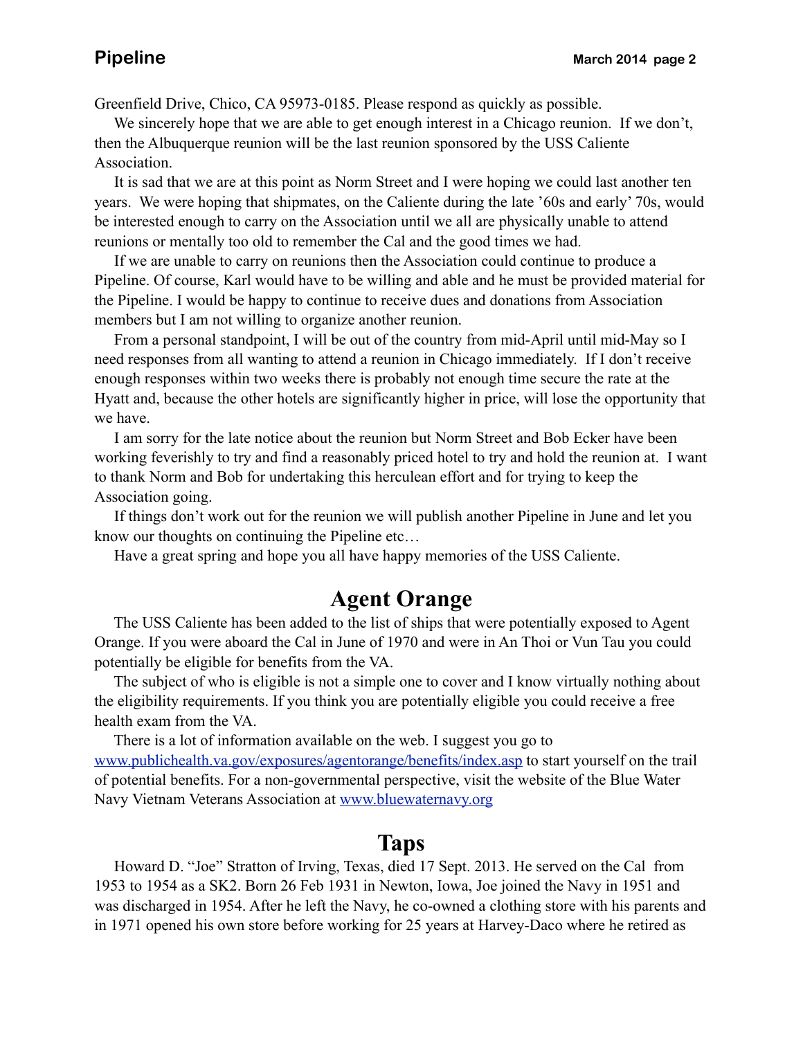Greenfield Drive, Chico, CA 95973-0185. Please respond as quickly as possible.

We sincerely hope that we are able to get enough interest in a Chicago reunion. If we don't, then the Albuquerque reunion will be the last reunion sponsored by the USS Caliente Association.

It is sad that we are at this point as Norm Street and I were hoping we could last another ten years. We were hoping that shipmates, on the Caliente during the late '60s and early' 70s, would be interested enough to carry on the Association until we all are physically unable to attend reunions or mentally too old to remember the Cal and the good times we had.

If we are unable to carry on reunions then the Association could continue to produce a Pipeline. Of course, Karl would have to be willing and able and he must be provided material for the Pipeline. I would be happy to continue to receive dues and donations from Association members but I am not willing to organize another reunion.

From a personal standpoint, I will be out of the country from mid-April until mid-May so I need responses from all wanting to attend a reunion in Chicago immediately. If I don't receive enough responses within two weeks there is probably not enough time secure the rate at the Hyatt and, because the other hotels are significantly higher in price, will lose the opportunity that we have.

I am sorry for the late notice about the reunion but Norm Street and Bob Ecker have been working feverishly to try and find a reasonably priced hotel to try and hold the reunion at. I want to thank Norm and Bob for undertaking this herculean effort and for trying to keep the Association going.

If things don't work out for the reunion we will publish another Pipeline in June and let you know our thoughts on continuing the Pipeline etc…

Have a great spring and hope you all have happy memories of the USS Caliente.

# Agent Orange

The USS Caliente has been added to the list of ships that were potentially exposed to Agent Orange. If you were aboard the Cal in June of 1970 and were in An Thoi or Vun Tau you could potentially be eligible for benefits from the VA.

The subject of who is eligible is not a simple one to cover and I know virtually nothing about the eligibility requirements. If you think you are potentially eligible you could receive a free health exam from the VA.

There is a lot of information available on the web. I suggest you go to www.publichealth.va.gov/exposures/agentorange/benefits/index.asp to start yourself on the trail of potential benefits. For a non-governmental perspective, visit the website of the Blue Water Navy Vietnam Veterans Association at www.bluewaternavy.org

# Taps

Howard D. "Joe" Stratton of Irving, Texas, died 17 Sept. 2013. He served on the Cal from 1953 to 1954 as a SK2. Born 26 Feb 1931 in Newton, Iowa, Joe joined the Navy in 1951 and was discharged in 1954. After he left the Navy, he co-owned a clothing store with his parents and in 1971 opened his own store before working for 25 years at Harvey-Daco where he retired as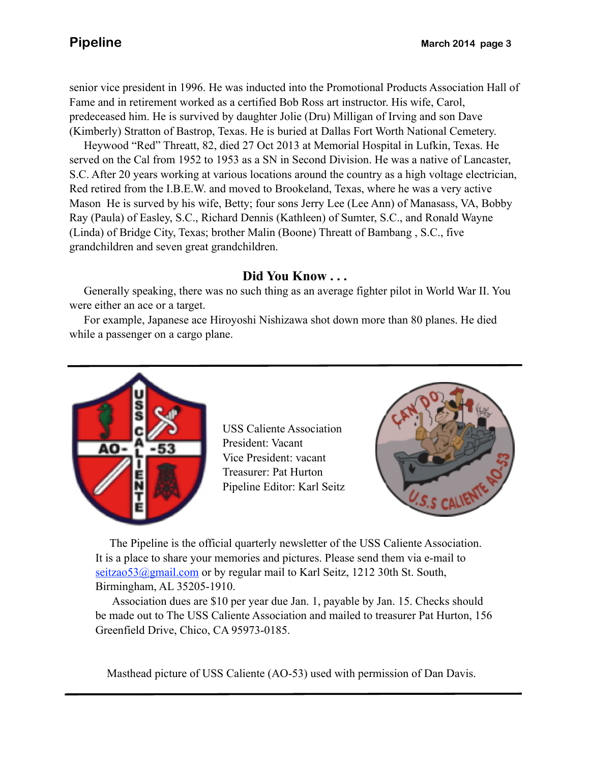senior vice president in 1996. He was inducted into the Promotional Products Association Hall of Fame and in retirement worked as a certified Bob Ross art instructor. His wife, Carol, predeceased him. He is survived by daughter Jolie (Dru) Milligan of Irving and son Dave (Kimberly) Stratton of Bastrop, Texas. He is buried at Dallas Fort Worth National Cemetery.

Heywood "Red" Threatt, 82, died 27 Oct 2013 at Memorial Hospital in Lufkin, Texas. He served on the Cal from 1952 to 1953 as a SN in Second Division. He was a native of Lancaster, S.C. After 20 years working at various locations around the country as a high voltage electrician, Red retired from the I.B.E.W. and moved to Brookeland, Texas, where he was a very active Mason He is survived by his wife, Betty; four sons Jerry Lee (Lee Ann) of Manasass, VA, Bobby Ray (Paula) of Easley, S.C., Richard Dennis (Kathleen) of Sumter, S.C., and Ronald Wayne (Linda) of Bridge City, Texas; brother Malin (Boone) Threatt of Bambang , S.C., five grandchildren and seven great grandchildren.

## Did You Know . . .

Generally speaking, there was no such thing as an average fighter pilot in World War II. You were either an ace or a target.

For example, Japanese ace Hiroyoshi Nishizawa shot down more than 80 planes. He died while a passenger on a cargo plane.

---

USS Caliente Association
President: Vacant
Vice President: vacant
Treasurer: Pat Hurton
Pipeline Editor: Karl Seitz

The Pipeline is the official quarterly newsletter of the USS Caliente Association. It is a place to share your memories and pictures. Please send them via e-mail to seitzao53@gmail.com or by regular mail to Karl Seitz, 1212 30th St. South, Birmingham, AL 35205-1910.

Association dues are $10 per year due Jan. 1, payable by Jan. 15. Checks should be made out to The USS Caliente Association and mailed to treasurer Pat Hurton, 156 Greenfield Drive, Chico, CA 95973-0185.

Masthead picture of USS Caliente (AO-53) used with permission of Dan Davis.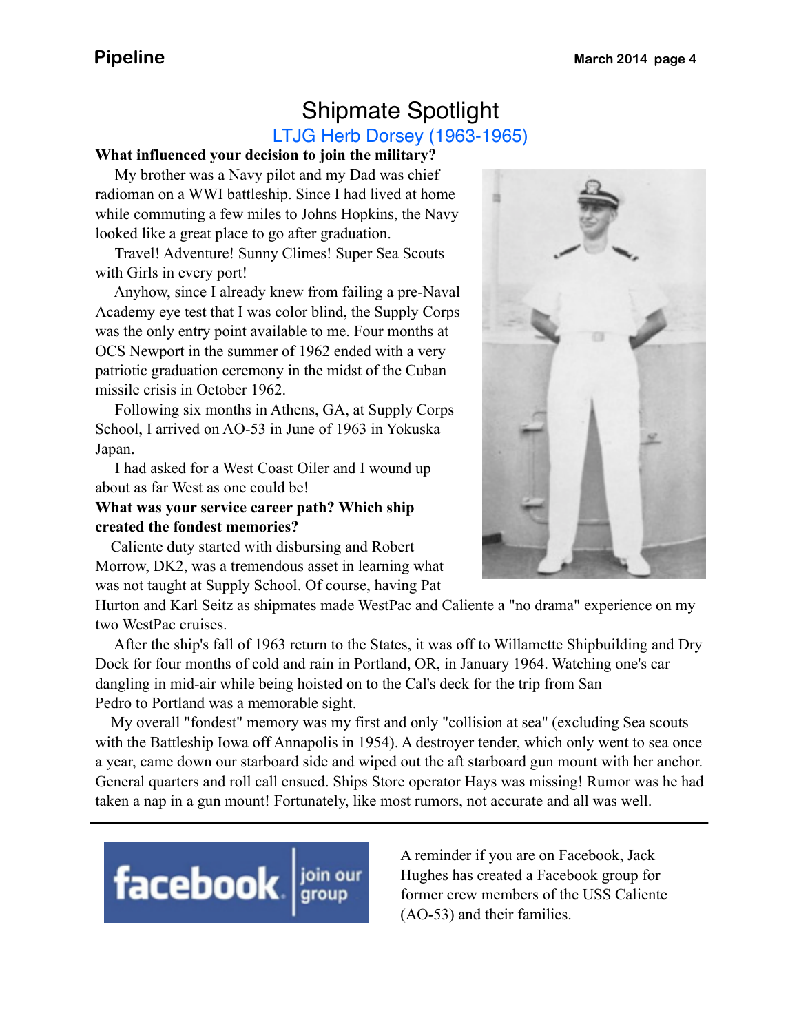# Shipmate Spotlight

## LTJG Herb Dorsey (1963-1965)

**What influenced your decision to join the military?**

My brother was a Navy pilot and my Dad was chief radioman on a WWI battleship. Since I had lived at home while commuting a few miles to Johns Hopkins, the Navy looked like a great place to go after graduation.

Travel! Adventure! Sunny Climes! Super Sea Scouts with Girls in every port!

Anyhow, since I already knew from failing a pre-Naval Academy eye test that I was color blind, the Supply Corps was the only entry point available to me. Four months at OCS Newport in the summer of 1962 ended with a very patriotic graduation ceremony in the midst of the Cuban missile crisis in October 1962.

Following six months in Athens, GA, at Supply Corps School, I arrived on AO-53 in June of 1963 in Yokuska Japan.

I had asked for a West Coast Oiler and I wound up about as far West as one could be!

**What was your service career path? Which ship created the fondest memories?**

Caliente duty started with disbursing and Robert Morrow, DK2, was a tremendous asset in learning what was not taught at Supply School. Of course, having Pat Hurton and Karl Seitz as shipmates made WestPac and Caliente a "no drama" experience on my two WestPac cruises.

After the ship's fall of 1963 return to the States, it was off to Willamette Shipbuilding and Dry Dock for four months of cold and rain in Portland, OR, in January 1964. Watching one's car dangling in mid-air while being hoisted on to the Cal's deck for the trip from San Pedro to Portland was a memorable sight.

My overall "fondest" memory was my first and only "collision at sea" (excluding Sea scouts with the Battleship Iowa off Annapolis in 1954). A destroyer tender, which only went to sea once a year, came down our starboard side and wiped out the aft starboard gun mount with her anchor. General quarters and roll call ensued. Ships Store operator Hays was missing! Rumor was he had taken a nap in a gun mount! Fortunately, like most rumors, not accurate and all was well.

---

facebook | join our group

A reminder if you are on Facebook, Jack Hughes has created a Facebook group for former crew members of the USS Caliente (AO-53) and their families.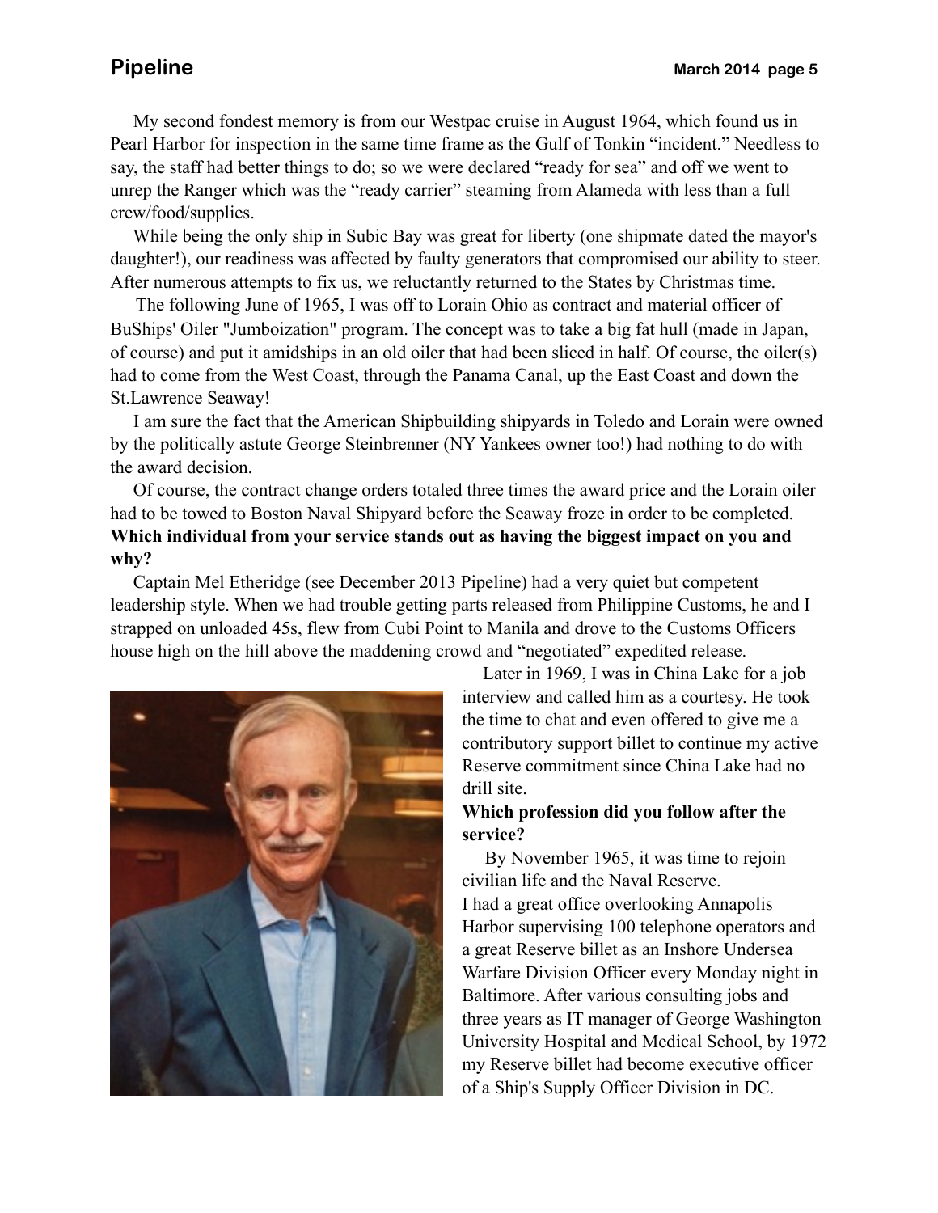My second fondest memory is from our Westpac cruise in August 1964, which found us in Pearl Harbor for inspection in the same time frame as the Gulf of Tonkin "incident." Needless to say, the staff had better things to do; so we were declared "ready for sea" and off we went to unrep the Ranger which was the "ready carrier" steaming from Alameda with less than a full crew/food/supplies.

While being the only ship in Subic Bay was great for liberty (one shipmate dated the mayor's daughter!), our readiness was affected by faulty generators that compromised our ability to steer. After numerous attempts to fix us, we reluctantly returned to the States by Christmas time.

The following June of 1965, I was off to Lorain Ohio as contract and material officer of BuShips' Oiler "Jumboization" program. The concept was to take a big fat hull (made in Japan, of course) and put it amidships in an old oiler that had been sliced in half. Of course, the oiler(s) had to come from the West Coast, through the Panama Canal, up the East Coast and down the St.Lawrence Seaway!

I am sure the fact that the American Shipbuilding shipyards in Toledo and Lorain were owned by the politically astute George Steinbrenner (NY Yankees owner too!) had nothing to do with the award decision.

Of course, the contract change orders totaled three times the award price and the Lorain oiler had to be towed to Boston Naval Shipyard before the Seaway froze in order to be completed.

**Which individual from your service stands out as having the biggest impact on you and why?**

Captain Mel Etheridge (see December 2013 Pipeline) had a very quiet but competent leadership style. When we had trouble getting parts released from Philippine Customs, he and I strapped on unloaded 45s, flew from Cubi Point to Manila and drove to the Customs Officers house high on the hill above the maddening crowd and "negotiated" expedited release.

Later in 1969, I was in China Lake for a job interview and called him as a courtesy. He took the time to chat and even offered to give me a contributory support billet to continue my active Reserve commitment since China Lake had no drill site.

**Which profession did you follow after the service?**

By November 1965, it was time to rejoin civilian life and the Naval Reserve.
I had a great office overlooking Annapolis Harbor supervising 100 telephone operators and a great Reserve billet as an Inshore Undersea Warfare Division Officer every Monday night in Baltimore. After various consulting jobs and three years as IT manager of George Washington University Hospital and Medical School, by 1972 my Reserve billet had become executive officer of a Ship's Supply Officer Division in DC.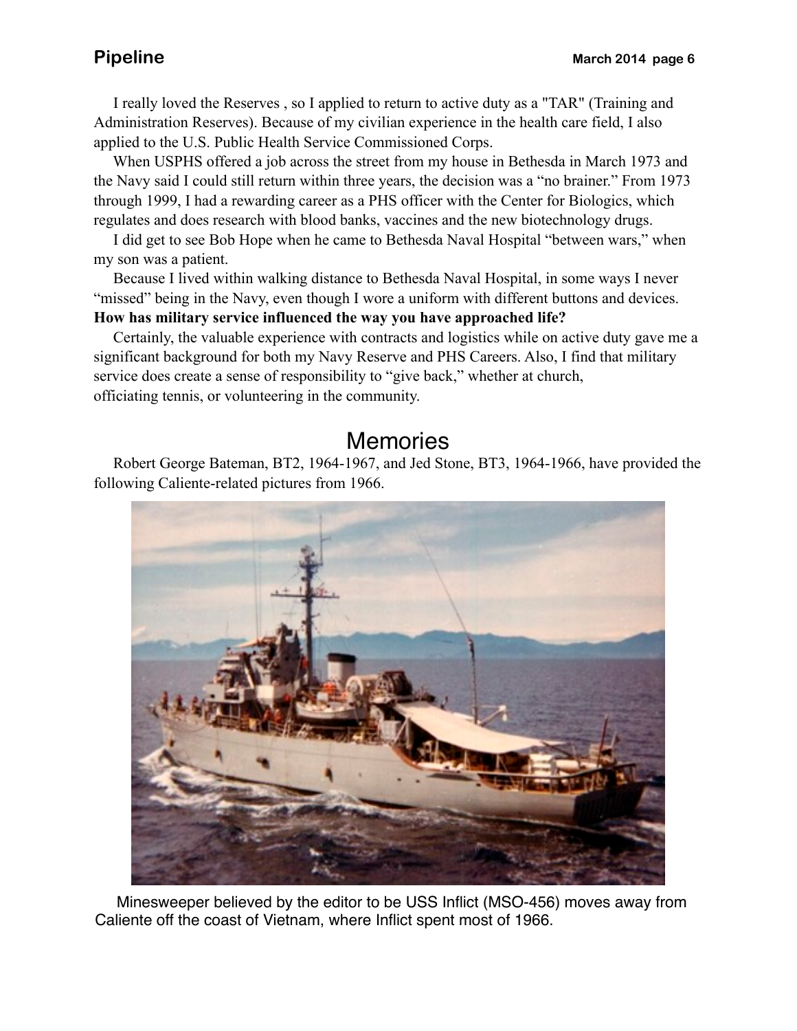I really loved the Reserves , so I applied to return to active duty as a "TAR" (Training and Administration Reserves). Because of my civilian experience in the health care field, I also applied to the U.S. Public Health Service Commissioned Corps.

When USPHS offered a job across the street from my house in Bethesda in March 1973 and the Navy said I could still return within three years, the decision was a “no brainer.” From 1973 through 1999, I had a rewarding career as a PHS officer with the Center for Biologics, which regulates and does research with blood banks, vaccines and the new biotechnology drugs.

I did get to see Bob Hope when he came to Bethesda Naval Hospital “between wars,” when my son was a patient.

Because I lived within walking distance to Bethesda Naval Hospital, in some ways I never “missed” being in the Navy, even though I wore a uniform with different buttons and devices.

**How has military service influenced the way you have approached life?**

Certainly, the valuable experience with contracts and logistics while on active duty gave me a significant background for both my Navy Reserve and PHS Careers. Also, I find that military service does create a sense of responsibility to “give back,” whether at church, officiating tennis, or volunteering in the community.

## Memories

Robert George Bateman, BT2, 1964-1967, and Jed Stone, BT3, 1964-1966, have provided the following Caliente-related pictures from 1966.

Minesweeper believed by the editor to be USS Inflict (MSO-456) moves away from Caliente off the coast of Vietnam, where Inflict spent most of 1966.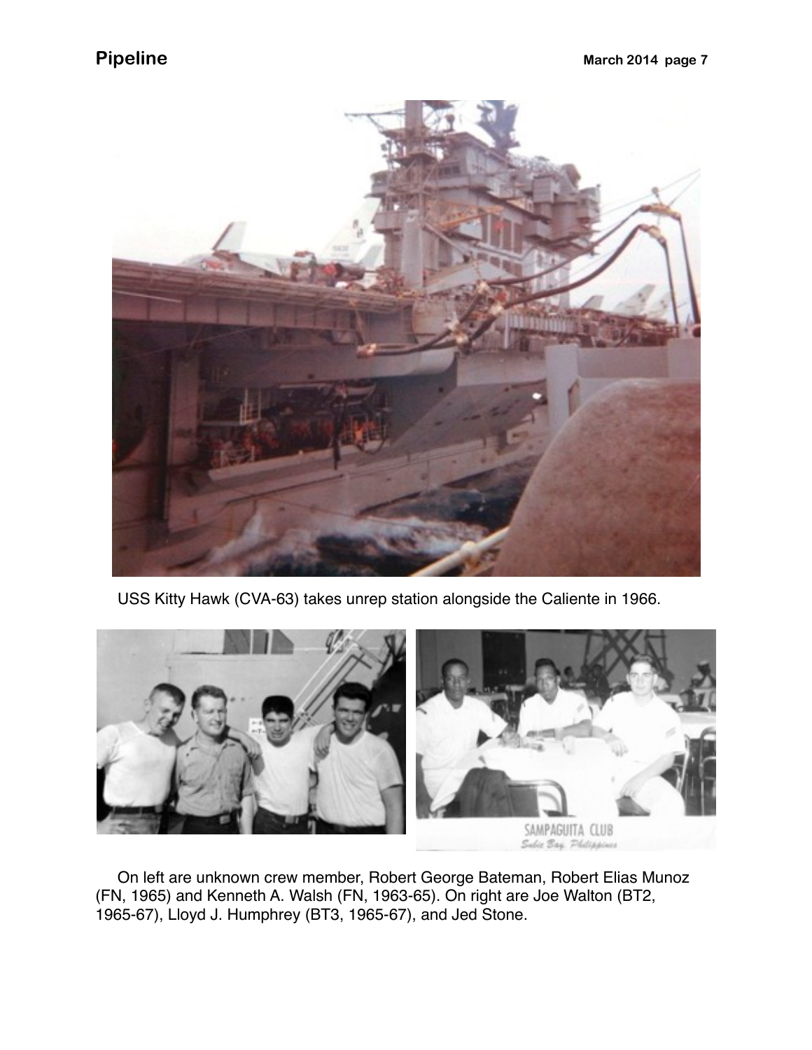USS Kitty Hawk (CVA-63) takes unrep station alongside the Caliente in 1966.

On left are unknown crew member, Robert George Bateman, Robert Elias Munoz (FN, 1965) and Kenneth A. Walsh (FN, 1963-65). On right are Joe Walton (BT2, 1965-67), Lloyd J. Humphrey (BT3, 1965-67), and Jed Stone.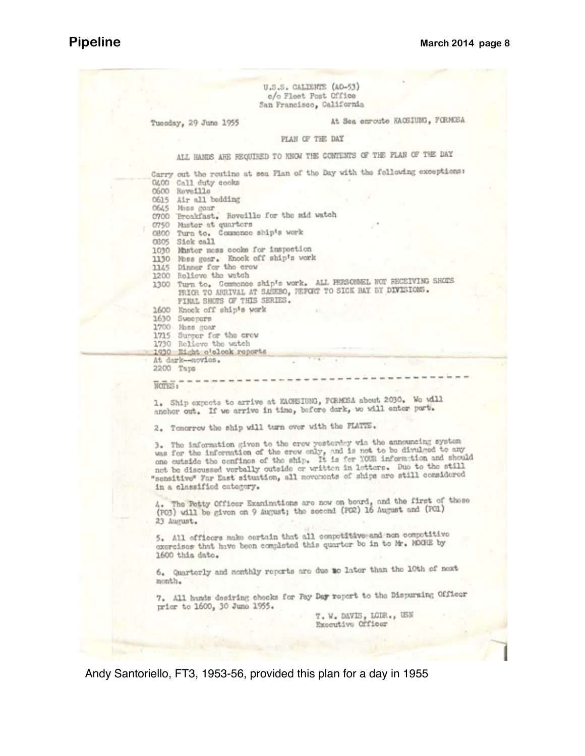U.S.S. CALIENTE (AO-53)
c/o Fleet Post Office
San Francisco, California

Tuesday, 29 June 1955 — At Sea enroute KAOSIUNG, FORMOSA

PLAN OF THE DAY

ALL HANDS ARE REQUIRED TO KNOW THE CONTENTS OF THE PLAN OF THE DAY

Carry out the routine at sea Plan of the Day with the following exceptions:

0400 Call duty cooks
0600 Reveille
0615 Air all bedding
0645 Mess gear
0700 Breakfast. Reveille for the mid watch
0750 Muster at quarters
0800 Turn to. Commence ship's work
0805 Sick call
1030 Muster mess cooks for inspection
1130 Mess gear. Knock off ship's work
1145 Dinner for the crew
1200 Relieve the watch
1300 Turn to. Commence ship's work. ALL PERSONNEL NOT RECEIVING SHOTS PRIOR TO ARRIVAL AT SASEBO, REPORT TO SICK BAY BY DIVISIONS. FINAL SHOTS OF THIS SERIES.
1600 Knock off ship's work
1630 Sweepers
1700 Mess gear
1715 Supper for the crew
1730 Relieve the watch
1930 Eight o'clock reports
At dark--movies.
2200 Taps

NOTES:

1. Ship expects to arrive at KAOHSIUNG, FORMOSA about 2030. We will anchor out. If we arrive in time, before dark, we will enter port.

2. Tomorrow the ship will turn over with the PLATTE.

3. The information given to the crew yesterday via the announcing system was for the information of the crew only, and is not to be divulged to any one outside the confines of the ship. It is for YOUR information and should not be discussed verbally outside or written in letters. Due to the still "sensitive" Far East situation, all movements of ships are still considered in a classified category.

4. The Petty Officer Examinations are now on board, and the first of these (PO3) will be given on 9 August; the second (PO2) 16 August and (PO1) 23 August.

5. All officers make certain that all competitive and non competitive exercises that have been completed this quarter be in to Mr. MOORE by 1600 this date.

6. Quarterly and monthly reports are due no later than the 10th of next month.

7. All hands desiring checks for Pay Day report to the Dispursing Officer prior to 1600, 30 June 1955.

T. W. DAVIS, LCDR., USN
Executive Officer

Andy Santoriello, FT3, 1953-56, provided this plan for a day in 1955